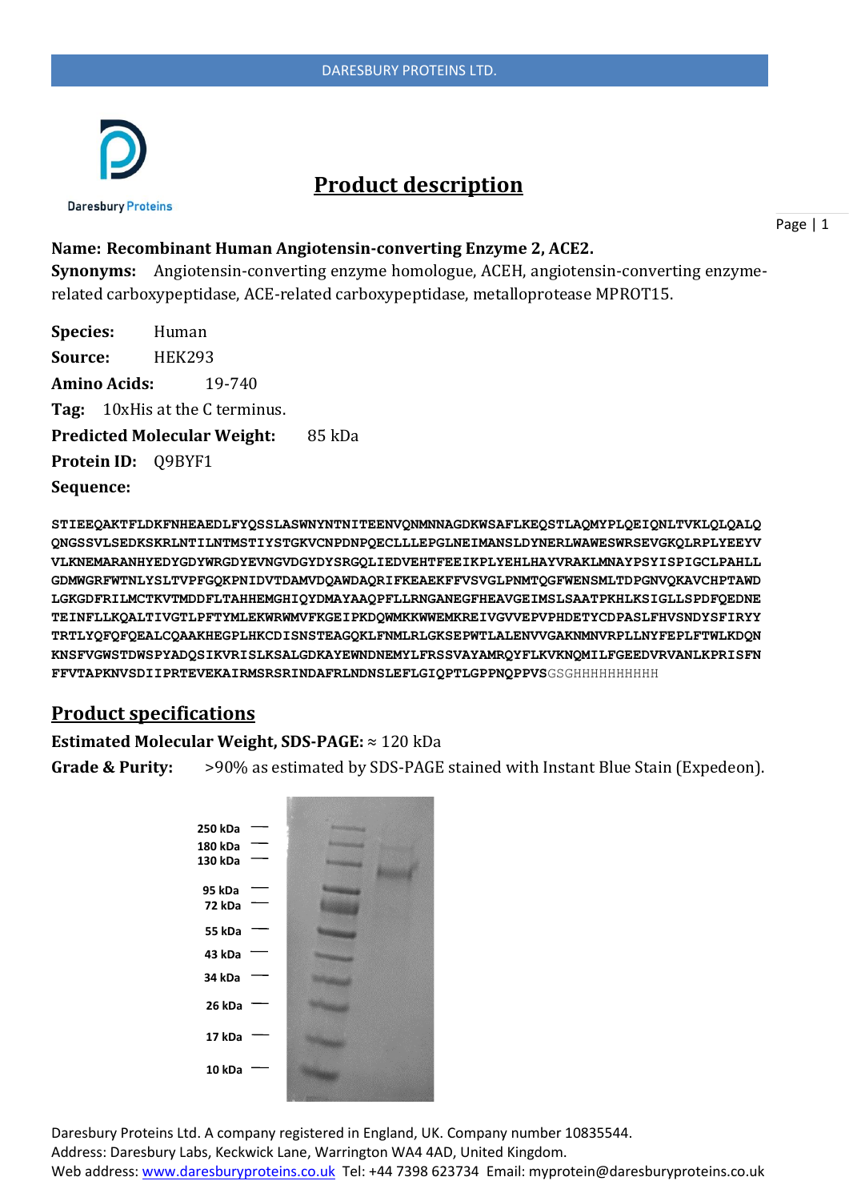# Product description

**Name: Recombinant Human Angiotensin-converting Enzyme 2, ACE2.**

**Synonyms:** Angiotensin-converting enzyme homologue, ACEH, angiotensin-converting enzyme-related carboxypeptidase, ACE-related carboxypeptidase, metalloprotease MPROT15.

**Species:** Human

**Source:** HEK293

**Amino Acids:** 19-740

**Tag:** 10xHis at the C terminus.

**Predicted Molecular Weight:** 85 kDa

**Protein ID:** Q9BYF1

**Sequence:**

**STIEEQAKTFLDKFNHEAEDLFYQSSLASWNYNTNITEENVQNMNNAGDKWSAFLKEQSTLAQMYPLQEIQNLTVKLQLQALQ QNGSSVLSEDKSKRLNTILNTMSTIYSTGKVCNPDNPQECLLLEPGLNEIMANSLDYNERLWAWESWRSEVGKQLRPLYEEYV VLKNEMARANHYEDYGDYWRGDYEVNGVDGYDYSRGQLIEDVEHTFEEIKPLYEHLHAYVRAKLMNAYPSYISPIGCLPAHLL GDMWGRFWTNLYSLTVPFGQKPNIDVTDAMVDQAWDAQRIFKEAEKFFVSVGLPNMTQGFWENSMLTDPGNVQKAVCHPTAWD LGKGDFRILMCTKVTMDDFLTAHHEMGHIQYDMAYAAQPFLLRNGANEGFHEAVGEIMSLSAATPKHLKSIGLLSPDFQEDNE TEINFLLKQALTIVGTLPFTYMLEKWRWMVFKGEIPKDQWMKKWWEMKREIVGVVEPVPHDETYCDPASLFHVSNDYSFIRYY TRTLYQFQFQEALCQAAKHEGPLHKCDISNSTEAGQKLFNMLRLGKSEPWTLALENVVGAKNMNVRPLLNYFEPLFTWLKDQN KNSFVGWSTDWSPYADQSIKVRISLKSALGDKAYEWNDNEMYLFRSSVAYAMRQYFLKVKNQMILFGEEDVRVANLKPRISFN FFVTAPKNVSDIIPRTEVEKAIRMSRSRINDAFRLNDNSLEFLGIQPTLGPPNQPPVS**GSGHHHHHHHHHH

## Product specifications

**Estimated Molecular Weight, SDS-PAGE:** ≈ 120 kDa

**Grade & Purity:** >90% as estimated by SDS-PAGE stained with Instant Blue Stain (Expedeon).

250 kDa
180 kDa
130 kDa
95 kDa
72 kDa
55 kDa
43 kDa
34 kDa
26 kDa
17 kDa
10 kDa

Daresbury Proteins Ltd. A company registered in England, UK. Company number 10835544.
Address: Daresbury Labs, Keckwick Lane, Warrington WA4 4AD, United Kingdom.
Web address: www.daresburyproteins.co.uk Tel: +44 7398 623734 Email: myprotein@daresburyproteins.co.uk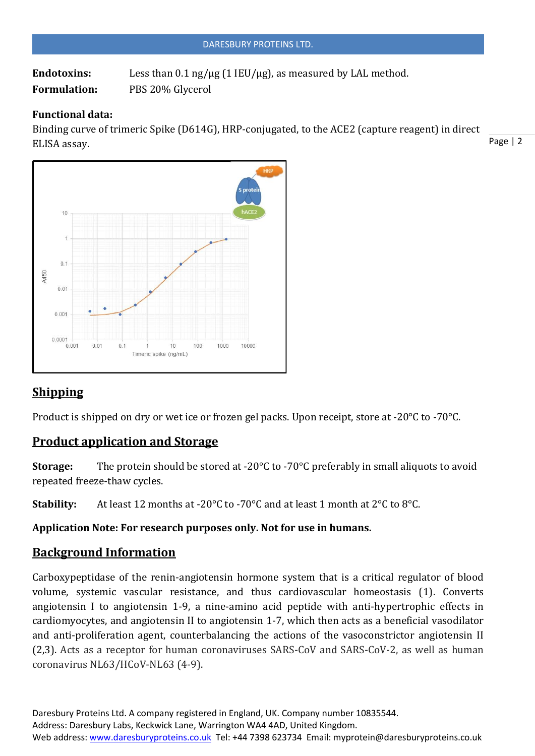**Endotoxins:** Less than 0.1 ng/μg (1 IEU/μg), as measured by LAL method.

**Formulation:** PBS 20% Glycerol

**Functional data:**

Binding curve of trimeric Spike (D614G), HRP-conjugated, to the ACE2 (capture reagent) in direct ELISA assay.

## Shipping

Product is shipped on dry or wet ice or frozen gel packs. Upon receipt, store at -20°C to -70°C.

## Product application and Storage

**Storage:** The protein should be stored at -20°C to -70°C preferably in small aliquots to avoid repeated freeze-thaw cycles.

**Stability:** At least 12 months at -20°C to -70°C and at least 1 month at 2°C to 8°C.

**Application Note: For research purposes only. Not for use in humans.**

## Background Information

Carboxypeptidase of the renin-angiotensin hormone system that is a critical regulator of blood volume, systemic vascular resistance, and thus cardiovascular homeostasis (1). Converts angiotensin I to angiotensin 1-9, a nine-amino acid peptide with anti-hypertrophic effects in cardiomyocytes, and angiotensin II to angiotensin 1-7, which then acts as a beneficial vasodilator and anti-proliferation agent, counterbalancing the actions of the vasoconstrictor angiotensin II (2,3). Acts as a receptor for human coronaviruses SARS-CoV and SARS-CoV-2, as well as human coronavirus NL63/HCoV-NL63 (4-9).

Daresbury Proteins Ltd. A company registered in England, UK. Company number 10835544.
Address: Daresbury Labs, Keckwick Lane, Warrington WA4 4AD, United Kingdom.
Web address: www.daresburyproteins.co.uk Tel: +44 7398 623734 Email: myprotein@daresburyproteins.co.uk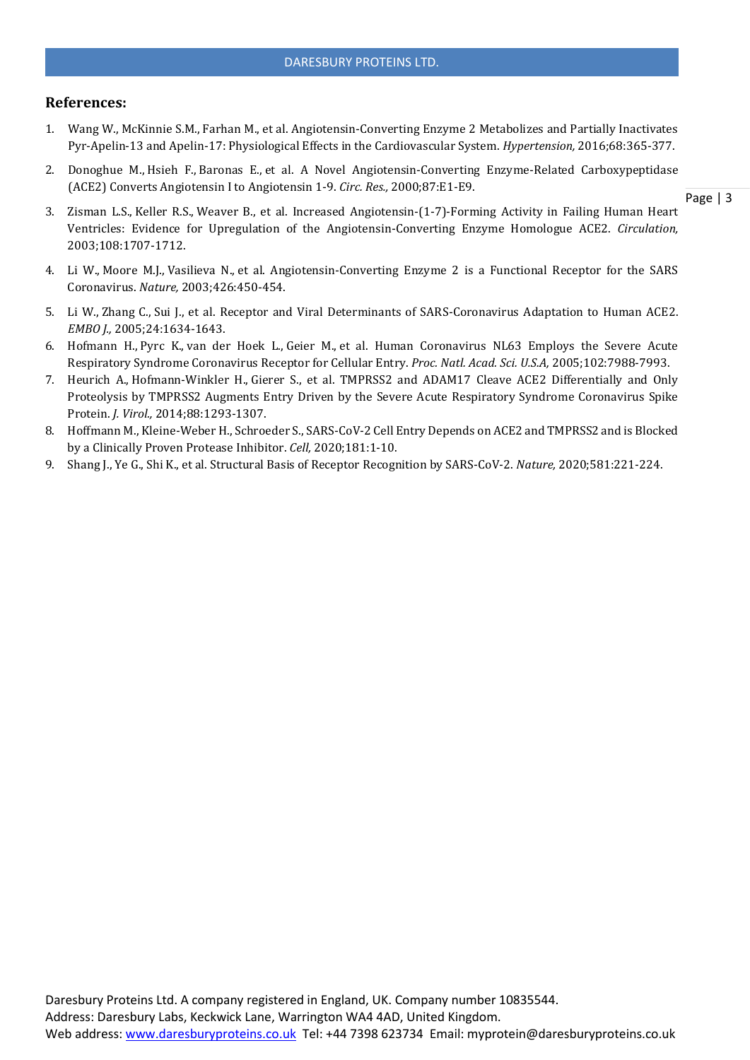## References:

1. Wang W., McKinnie S.M., Farhan M., et al. Angiotensin-Converting Enzyme 2 Metabolizes and Partially Inactivates Pyr-Apelin-13 and Apelin-17: Physiological Effects in the Cardiovascular System. *Hypertension,* 2016;68:365-377.
2. Donoghue M., Hsieh F., Baronas E., et al. A Novel Angiotensin-Converting Enzyme-Related Carboxypeptidase (ACE2) Converts Angiotensin I to Angiotensin 1-9. *Circ. Res.,* 2000;87:E1-E9.
3. Zisman L.S., Keller R.S., Weaver B., et al. Increased Angiotensin-(1-7)-Forming Activity in Failing Human Heart Ventricles: Evidence for Upregulation of the Angiotensin-Converting Enzyme Homologue ACE2. *Circulation,* 2003;108:1707-1712.
4. Li W., Moore M.J., Vasilieva N., et al. Angiotensin-Converting Enzyme 2 is a Functional Receptor for the SARS Coronavirus. *Nature,* 2003;426:450-454.
5. Li W., Zhang C., Sui J., et al. Receptor and Viral Determinants of SARS-Coronavirus Adaptation to Human ACE2. *EMBO J.,* 2005;24:1634-1643.
6. Hofmann H., Pyrc K., van der Hoek L., Geier M., et al. Human Coronavirus NL63 Employs the Severe Acute Respiratory Syndrome Coronavirus Receptor for Cellular Entry. *Proc. Natl. Acad. Sci. U.S.A,* 2005;102:7988-7993.
7. Heurich A., Hofmann-Winkler H., Gierer S., et al. TMPRSS2 and ADAM17 Cleave ACE2 Differentially and Only Proteolysis by TMPRSS2 Augments Entry Driven by the Severe Acute Respiratory Syndrome Coronavirus Spike Protein. *J. Virol.,* 2014;88:1293-1307.
8. Hoffmann M., Kleine-Weber H., Schroeder S., SARS-CoV-2 Cell Entry Depends on ACE2 and TMPRSS2 and is Blocked by a Clinically Proven Protease Inhibitor. *Cell,* 2020;181:1-10.
9. Shang J., Ye G., Shi K., et al. Structural Basis of Receptor Recognition by SARS-CoV-2. *Nature,* 2020;581:221-224.